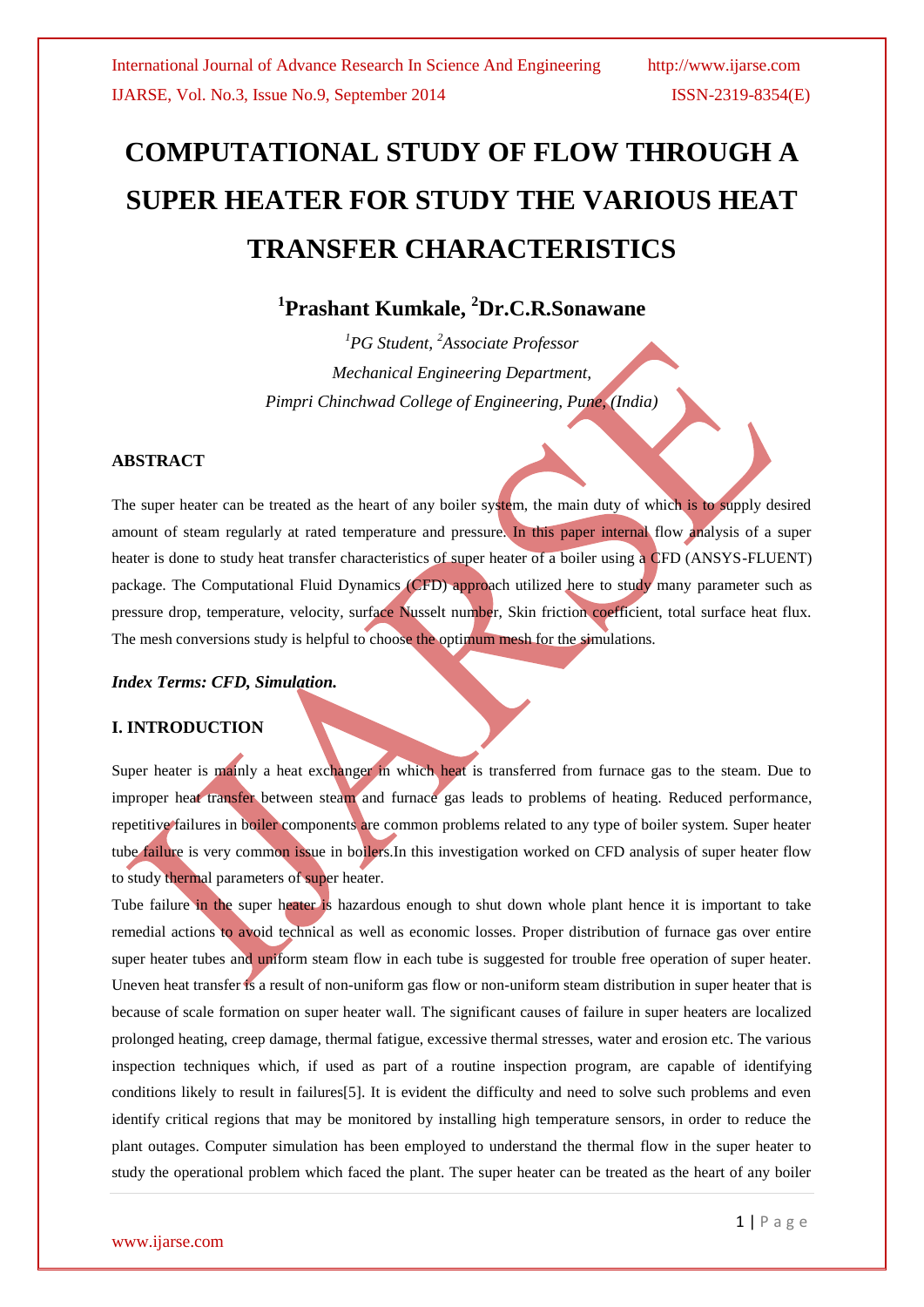# COMPUTATIONAL STUDY OF FLOW THROUGH A SUPER HEATER FOR STUDY THE VARIOUS HEAT TRANSFER CHARACTERISTICS

## [1]Prashant Kumkale, [2]Dr.C.R.Sonawane

*[1]PG Student, [2]Associate Professor*

*Mechanical Engineering Department,*

*Pimpri Chinchwad College of Engineering, Pune, (India)*

### ABSTRACT

The super heater can be treated as the heart of any boiler system, the main duty of which is to supply desired amount of steam regularly at rated temperature and pressure. In this paper internal flow analysis of a super heater is done to study heat transfer characteristics of super heater of a boiler using a CFD (ANSYS-FLUENT) package. The Computational Fluid Dynamics (CFD) approach utilized here to study many parameter such as pressure drop, temperature, velocity, surface Nusselt number, Skin friction coefficient, total surface heat flux. The mesh conversions study is helpful to choose the optimum mesh for the simulations.

***Index Terms: CFD, Simulation.***

### I. INTRODUCTION

Super heater is mainly a heat exchanger in which heat is transferred from furnace gas to the steam. Due to improper heat transfer between steam and furnace gas leads to problems of heating. Reduced performance, repetitive failures in boiler components are common problems related to any type of boiler system. Super heater tube failure is very common issue in boilers.In this investigation worked on CFD analysis of super heater flow to study thermal parameters of super heater.

Tube failure in the super heater is hazardous enough to shut down whole plant hence it is important to take remedial actions to avoid technical as well as economic losses. Proper distribution of furnace gas over entire super heater tubes and uniform steam flow in each tube is suggested for trouble free operation of super heater. Uneven heat transfer is a result of non-uniform gas flow or non-uniform steam distribution in super heater that is because of scale formation on super heater wall. The significant causes of failure in super heaters are localized prolonged heating, creep damage, thermal fatigue, excessive thermal stresses, water and erosion etc. The various inspection techniques which, if used as part of a routine inspection program, are capable of identifying conditions likely to result in failures[5]. It is evident the difficulty and need to solve such problems and even identify critical regions that may be monitored by installing high temperature sensors, in order to reduce the plant outages. Computer simulation has been employed to understand the thermal flow in the super heater to study the operational problem which faced the plant. The super heater can be treated as the heart of any boiler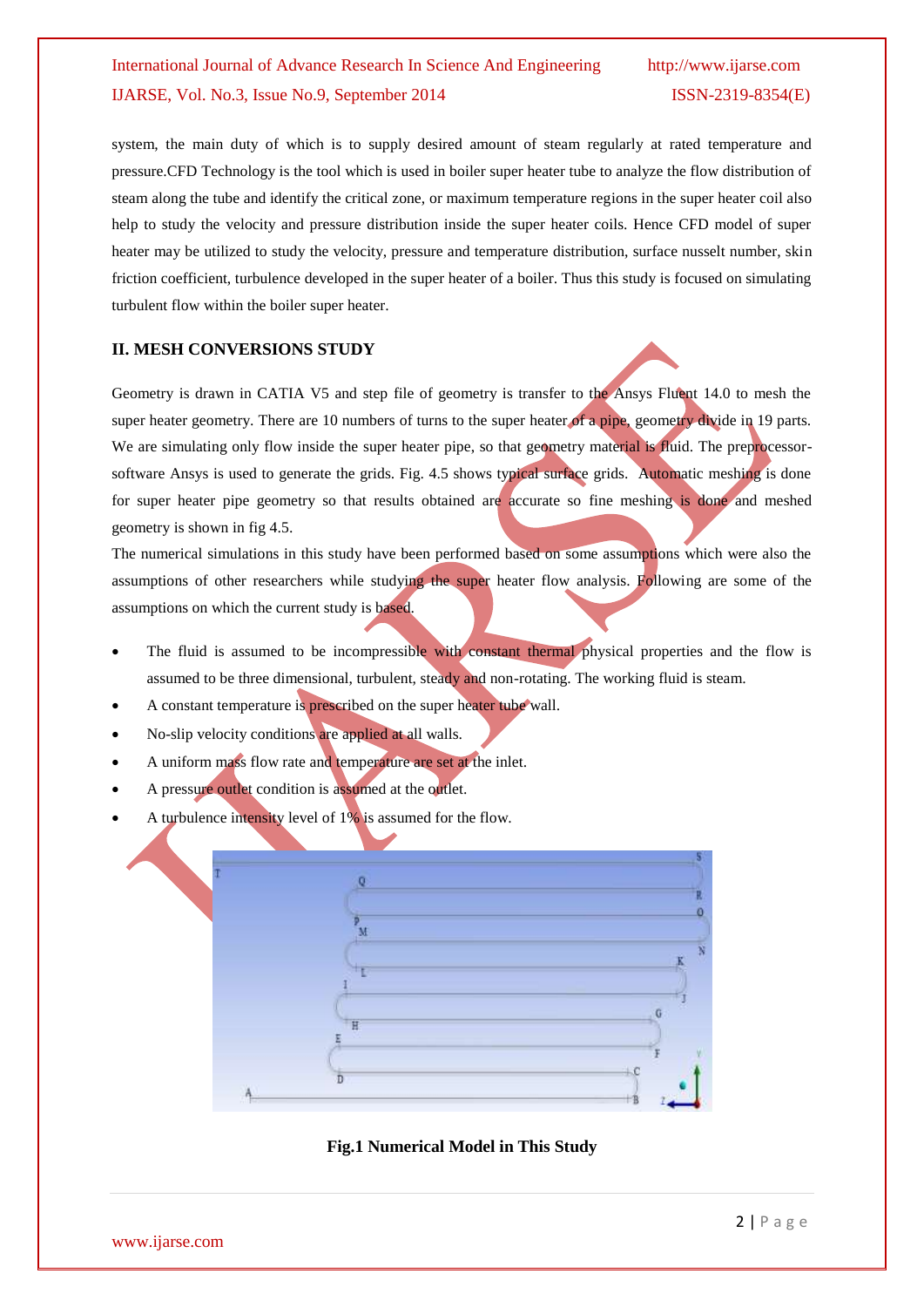system, the main duty of which is to supply desired amount of steam regularly at rated temperature and pressure.CFD Technology is the tool which is used in boiler super heater tube to analyze the flow distribution of steam along the tube and identify the critical zone, or maximum temperature regions in the super heater coil also help to study the velocity and pressure distribution inside the super heater coils. Hence CFD model of super heater may be utilized to study the velocity, pressure and temperature distribution, surface nusselt number, skin friction coefficient, turbulence developed in the super heater of a boiler. Thus this study is focused on simulating turbulent flow within the boiler super heater.

## II. MESH CONVERSIONS STUDY

Geometry is drawn in CATIA V5 and step file of geometry is transfer to the Ansys Fluent 14.0 to mesh the super heater geometry. There are 10 numbers of turns to the super heater of a pipe, geometry divide in 19 parts. We are simulating only flow inside the super heater pipe, so that geometry material is fluid. The preprocessor-software Ansys is used to generate the grids. Fig. 4.5 shows typical surface grids. Automatic meshing is done for super heater pipe geometry so that results obtained are accurate so fine meshing is done and meshed geometry is shown in fig 4.5.

The numerical simulations in this study have been performed based on some assumptions which were also the assumptions of other researchers while studying the super heater flow analysis. Following are some of the assumptions on which the current study is based.

- The fluid is assumed to be incompressible with constant thermal physical properties and the flow is assumed to be three dimensional, turbulent, steady and non-rotating. The working fluid is steam.
- A constant temperature is prescribed on the super heater tube wall.
- No-slip velocity conditions are applied at all walls.
- A uniform mass flow rate and temperature are set at the inlet.
- A pressure outlet condition is assumed at the outlet.
- A turbulence intensity level of 1% is assumed for the flow.

**Fig.1 Numerical Model in This Study**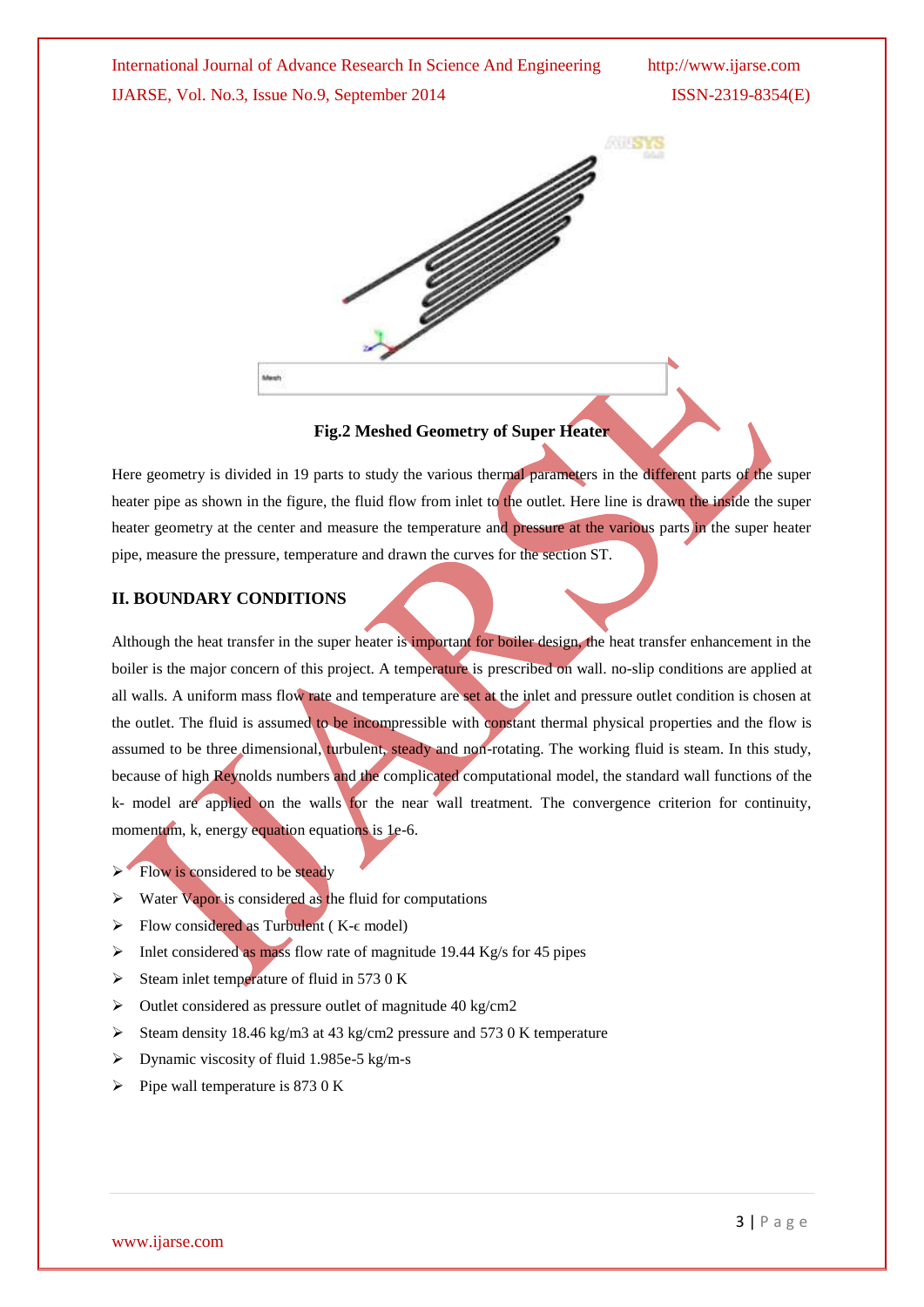**Fig.2 Meshed Geometry of Super Heater**

Here geometry is divided in 19 parts to study the various thermal parameters in the different parts of the super heater pipe as shown in the figure, the fluid flow from inlet to the outlet. Here line is drawn the inside the super heater geometry at the center and measure the temperature and pressure at the various parts in the super heater pipe, measure the pressure, temperature and drawn the curves for the section ST.

## II. BOUNDARY CONDITIONS

Although the heat transfer in the super heater is important for boiler design, the heat transfer enhancement in the boiler is the major concern of this project. A temperature is prescribed on wall. no-slip conditions are applied at all walls. A uniform mass flow rate and temperature are set at the inlet and pressure outlet condition is chosen at the outlet. The fluid is assumed to be incompressible with constant thermal physical properties and the flow is assumed to be three dimensional, turbulent, steady and non-rotating. The working fluid is steam. In this study, because of high Reynolds numbers and the complicated computational model, the standard wall functions of the k- model are applied on the walls for the near wall treatment. The convergence criterion for continuity, momentum, k, energy equation equations is 1e-6.

- Flow is considered to be steady
- Water Vapor is considered as the fluid for computations
- Flow considered as Turbulent ( K-$\epsilon$ model)
- Inlet considered as mass flow rate of magnitude 19.44 Kg/s for 45 pipes
- Steam inlet temperature of fluid in 573 0 K
- Outlet considered as pressure outlet of magnitude 40 kg/cm2
- Steam density 18.46 kg/m3 at 43 kg/cm2 pressure and 573 0 K temperature
- Dynamic viscosity of fluid 1.985e-5 kg/m-s
- Pipe wall temperature is 873 0 K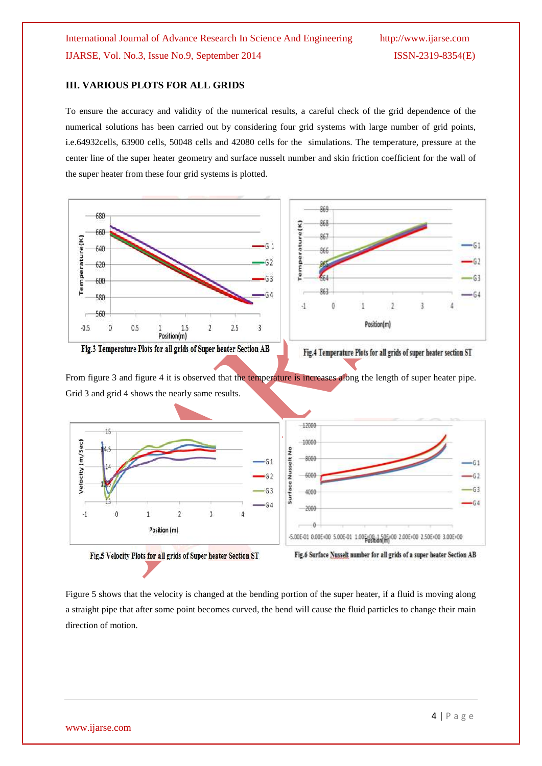## III. VARIOUS PLOTS FOR ALL GRIDS

To ensure the accuracy and validity of the numerical results, a careful check of the grid dependence of the numerical solutions has been carried out by considering four grid systems with large number of grid points, i.e.64932cells, 63900 cells, 50048 cells and 42080 cells for the simulations. The temperature, pressure at the center line of the super heater geometry and surface nusselt number and skin friction coefficient for the wall of the super heater from these four grid systems is plotted.

Fig.3 Temperature Plots for all grids of Super heater Section AB

Fig.4 Temperature Plots for all grids of super heater section ST

From figure 3 and figure 4 it is observed that the temperature is increases along the length of super heater pipe. Grid 3 and grid 4 shows the nearly same results.

Fig.5 Velocity Plots for all grids of Super heater Section ST

Fig.6 Surface Nusselt number for all grids of a super heater Section AB

Figure 5 shows that the velocity is changed at the bending portion of the super heater, if a fluid is moving along a straight pipe that after some point becomes curved, the bend will cause the fluid particles to change their main direction of motion.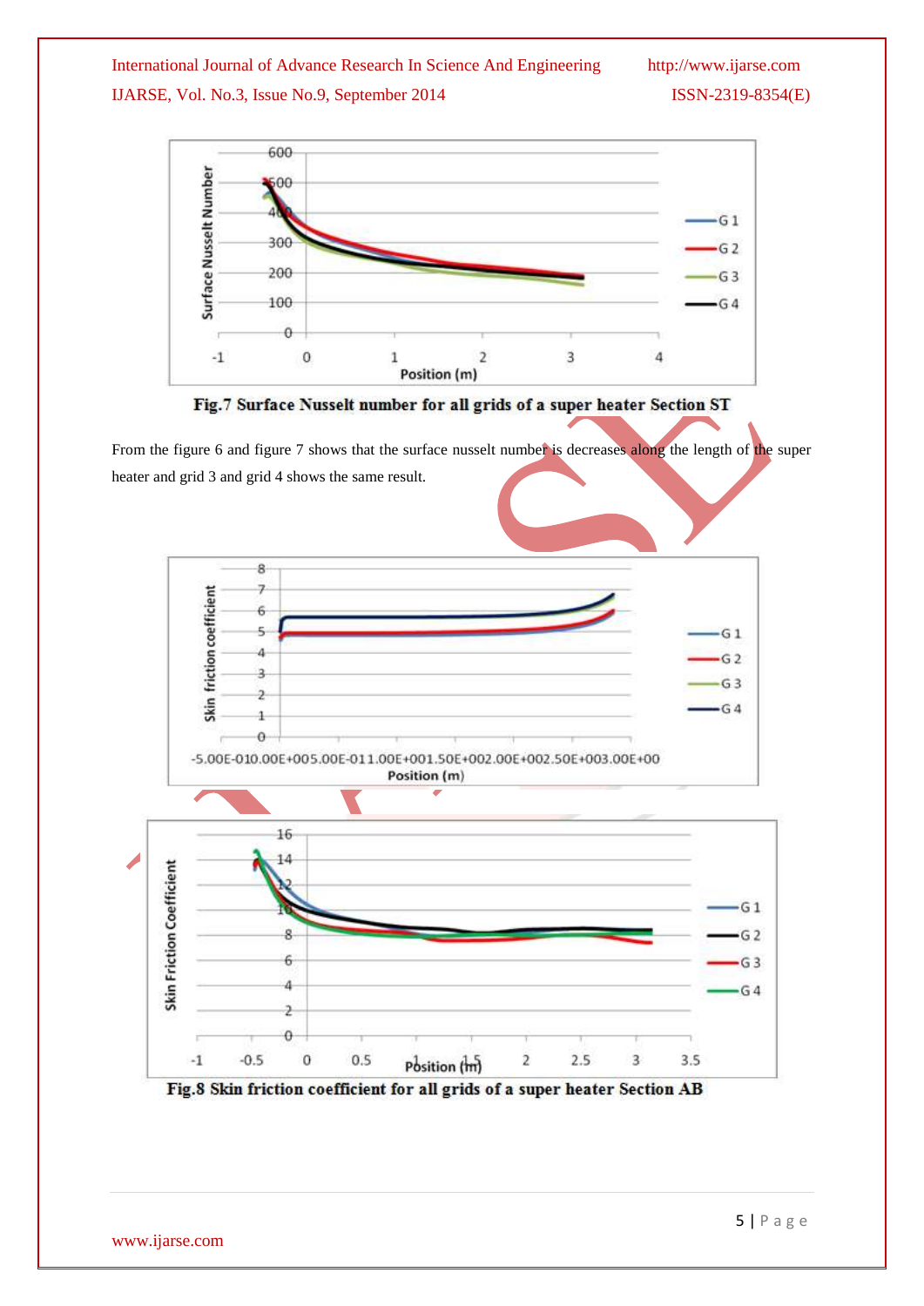Fig.7 Surface Nusselt number for all grids of a super heater Section ST

From the figure 6 and figure 7 shows that the surface nusselt number is decreases along the length of the super heater and grid 3 and grid 4 shows the same result.

Fig.8 Skin friction coefficient for all grids of a super heater Section AB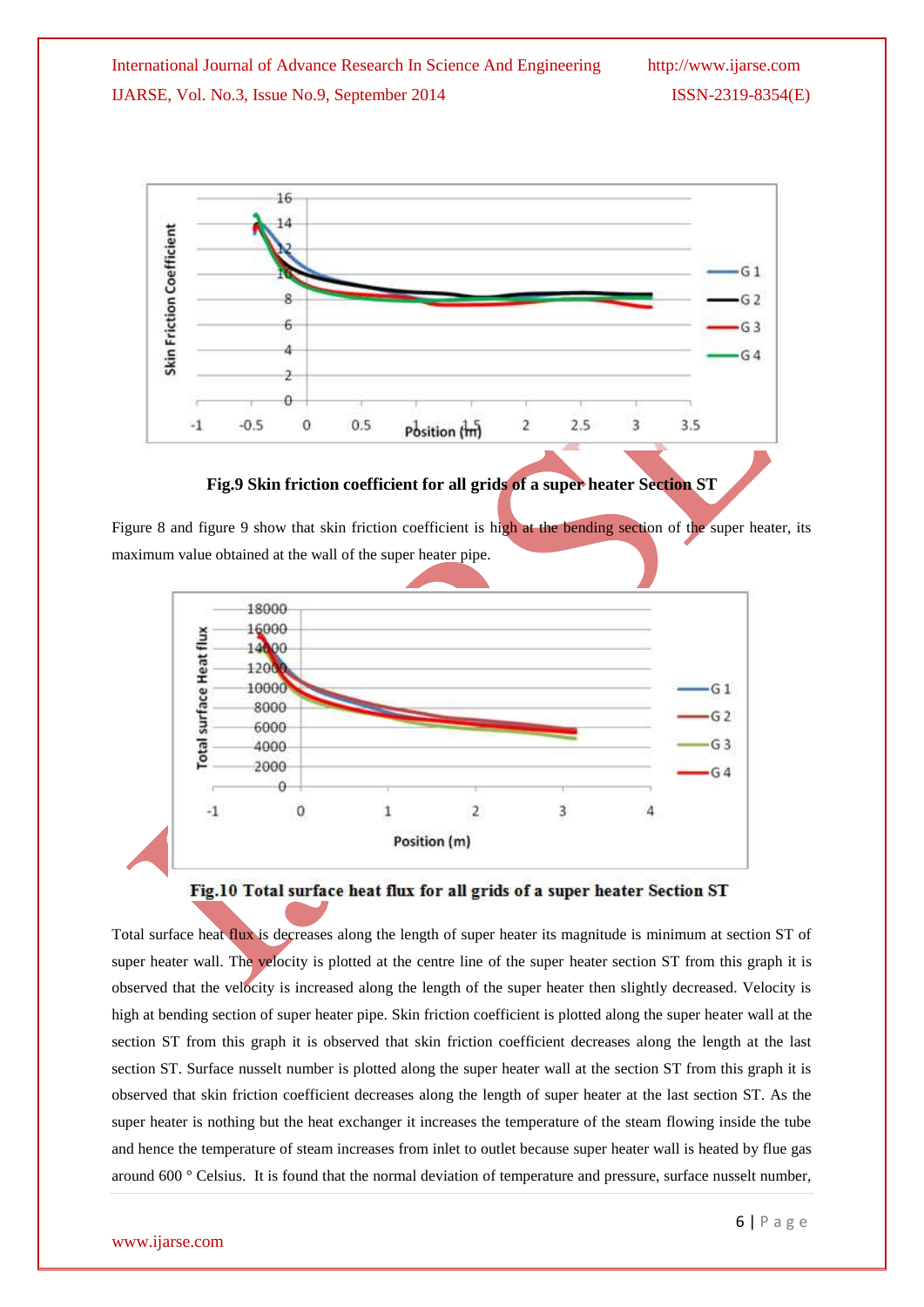**Fig.9 Skin friction coefficient for all grids of a super heater Section ST**

Figure 8 and figure 9 show that skin friction coefficient is high at the bending section of the super heater, its maximum value obtained at the wall of the super heater pipe.

**Fig.10 Total surface heat flux for all grids of a super heater Section ST**

Total surface heat flux is decreases along the length of super heater its magnitude is minimum at section ST of super heater wall. The velocity is plotted at the centre line of the super heater section ST from this graph it is observed that the velocity is increased along the length of the super heater then slightly decreased. Velocity is high at bending section of super heater pipe. Skin friction coefficient is plotted along the super heater wall at the section ST from this graph it is observed that skin friction coefficient decreases along the length at the last section ST. Surface nusselt number is plotted along the super heater wall at the section ST from this graph it is observed that skin friction coefficient decreases along the length of super heater at the last section ST. As the super heater is nothing but the heat exchanger it increases the temperature of the steam flowing inside the tube and hence the temperature of steam increases from inlet to outlet because super heater wall is heated by flue gas around 600 ° Celsius. It is found that the normal deviation of temperature and pressure, surface nusselt number,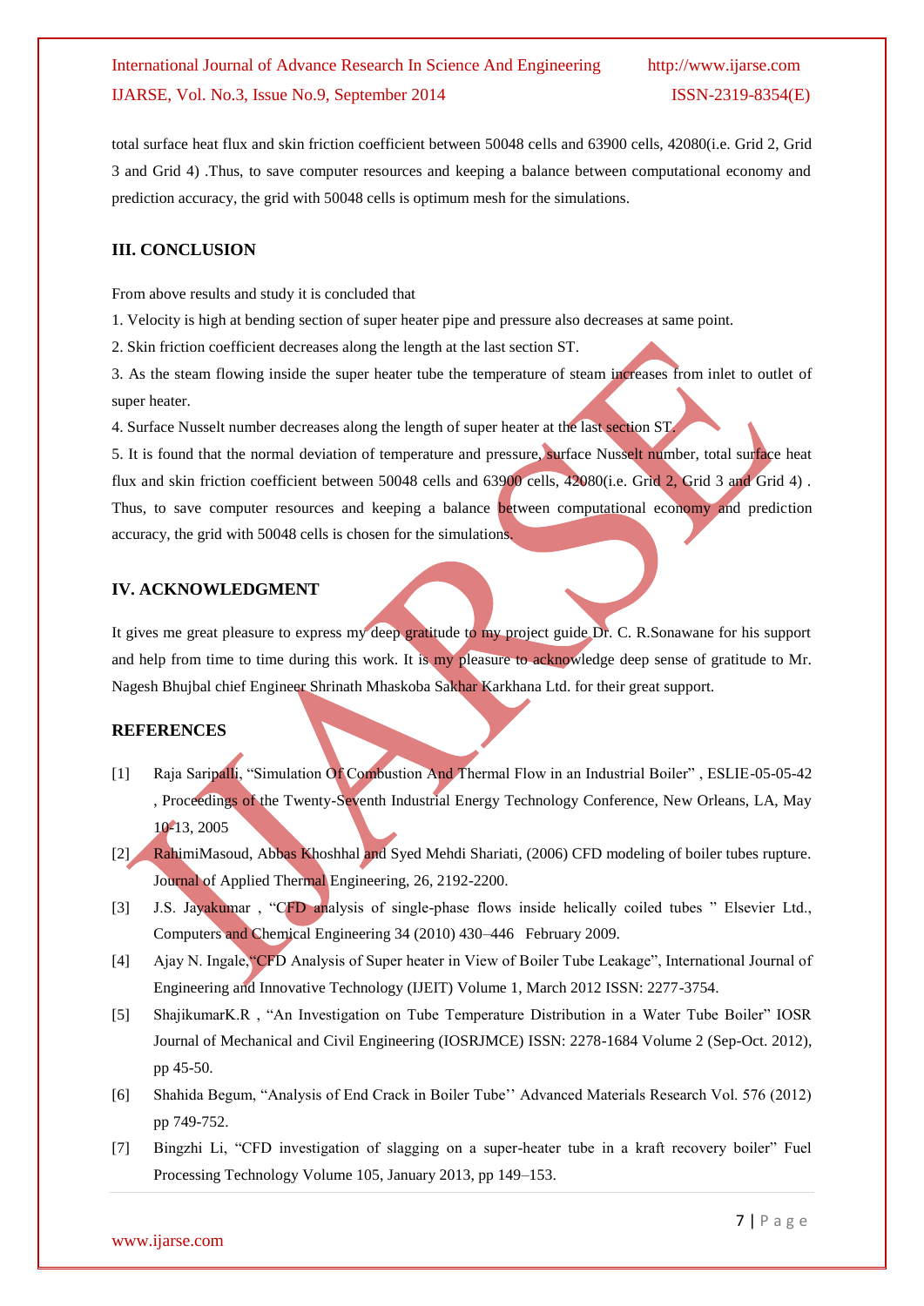total surface heat flux and skin friction coefficient between 50048 cells and 63900 cells, 42080(i.e. Grid 2, Grid 3 and Grid 4) .Thus, to save computer resources and keeping a balance between computational economy and prediction accuracy, the grid with 50048 cells is optimum mesh for the simulations.

## III. CONCLUSION

From above results and study it is concluded that

1. Velocity is high at bending section of super heater pipe and pressure also decreases at same point.
2. Skin friction coefficient decreases along the length at the last section ST.
3. As the steam flowing inside the super heater tube the temperature of steam increases from inlet to outlet of super heater.
4. Surface Nusselt number decreases along the length of super heater at the last section ST.
5. It is found that the normal deviation of temperature and pressure, surface Nusselt number, total surface heat flux and skin friction coefficient between 50048 cells and 63900 cells, 42080(i.e. Grid 2, Grid 3 and Grid 4) . Thus, to save computer resources and keeping a balance between computational economy and prediction accuracy, the grid with 50048 cells is chosen for the simulations.

## IV. ACKNOWLEDGMENT

It gives me great pleasure to express my deep gratitude to my project guide Dr. C. R.Sonawane for his support and help from time to time during this work. It is my pleasure to acknowledge deep sense of gratitude to Mr. Nagesh Bhujbal chief Engineer Shrinath Mhaskoba Sakhar Karkhana Ltd. for their great support.

## REFERENCES

[1] Raja Saripalli, "Simulation Of Combustion And Thermal Flow in an Industrial Boiler" , ESLIE-05-05-42 , Proceedings of the Twenty-Seventh Industrial Energy Technology Conference, New Orleans, LA, May 10-13, 2005

[2] RahimiMasoud, Abbas Khoshhal and Syed Mehdi Shariati, (2006) CFD modeling of boiler tubes rupture. Journal of Applied Thermal Engineering, 26, 2192-2200.

[3] J.S. Jayakumar , "CFD analysis of single-phase flows inside helically coiled tubes " Elsevier Ltd., Computers and Chemical Engineering 34 (2010) 430–446 February 2009.

[4] Ajay N. Ingale,"CFD Analysis of Super heater in View of Boiler Tube Leakage", International Journal of Engineering and Innovative Technology (IJEIT) Volume 1, March 2012 ISSN: 2277-3754.

[5] ShajikumarK.R , "An Investigation on Tube Temperature Distribution in a Water Tube Boiler" IOSR Journal of Mechanical and Civil Engineering (IOSRJMCE) ISSN: 2278-1684 Volume 2 (Sep-Oct. 2012), pp 45-50.

[6] Shahida Begum, "Analysis of End Crack in Boiler Tube'' Advanced Materials Research Vol. 576 (2012) pp 749-752.

[7] Bingzhi Li, "CFD investigation of slagging on a super-heater tube in a kraft recovery boiler" Fuel Processing Technology Volume 105, January 2013, pp 149–153.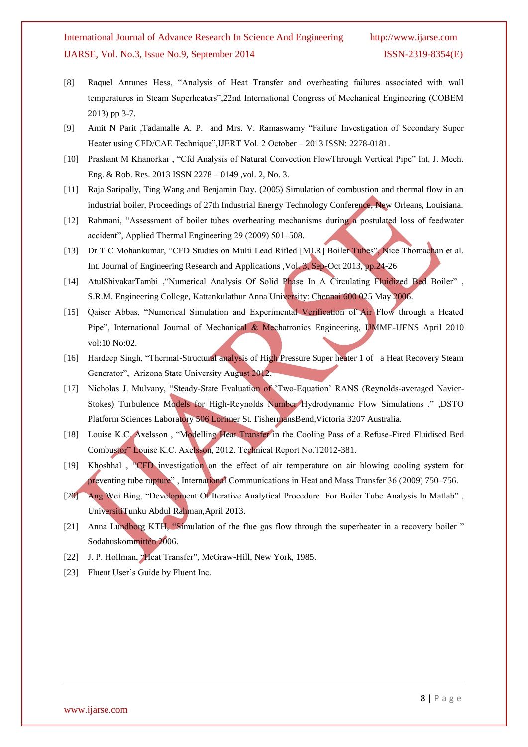[8] Raquel Antunes Hess, "Analysis of Heat Transfer and overheating failures associated with wall temperatures in Steam Superheaters",22nd International Congress of Mechanical Engineering (COBEM 2013) pp 3-7.

[9] Amit N Parit ,Tadamalle A. P. and Mrs. V. Ramaswamy "Failure Investigation of Secondary Super Heater using CFD/CAE Technique",IJERT Vol. 2 October – 2013 ISSN: 2278-0181.

[10] Prashant M Khanorkar , "Cfd Analysis of Natural Convection FlowThrough Vertical Pipe" Int. J. Mech. Eng. & Rob. Res. 2013 ISSN 2278 – 0149 ,vol. 2, No. 3.

[11] Raja Saripally, Ting Wang and Benjamin Day. (2005) Simulation of combustion and thermal flow in an industrial boiler, Proceedings of 27th Industrial Energy Technology Conference, New Orleans, Louisiana.

[12] Rahmani, "Assessment of boiler tubes overheating mechanisms during a postulated loss of feedwater accident", Applied Thermal Engineering 29 (2009) 501–508.

[13] Dr T C Mohankumar, "CFD Studies on Multi Lead Rifled [MLR] Boiler Tubes", Nice Thomachan et al. Int. Journal of Engineering Research and Applications ,Vol. 3, Sep-Oct 2013, pp.24-26

[14] AtulShivakarTambi ,"Numerical Analysis Of Solid Phase In A Circulating Fluidized Bed Boiler" , S.R.M. Engineering College, Kattankulathur Anna University: Chennai 600 025 May 2006.

[15] Qaiser Abbas, "Numerical Simulation and Experimental Verification of Air Flow through a Heated Pipe", International Journal of Mechanical & Mechatronics Engineering, IJMME-IJENS April 2010 vol:10 No:02.

[16] Hardeep Singh, "Thermal-Structural analysis of High Pressure Super heater 1 of a Heat Recovery Steam Generator", Arizona State University August 2012.

[17] Nicholas J. Mulvany, "Steady-State Evaluation of 'Two-Equation' RANS (Reynolds-averaged Navier-Stokes) Turbulence Models for High-Reynolds Number Hydrodynamic Flow Simulations ." ,DSTO Platform Sciences Laboratory 506 Lorimer St. FishermansBend,Victoria 3207 Australia.

[18] Louise K.C. Axelsson , "Modelling Heat Transfer in the Cooling Pass of a Refuse-Fired Fluidised Bed Combustor" Louise K.C. Axelsson, 2012. Technical Report No.T2012-381.

[19] Khoshhal , "CFD investigation on the effect of air temperature on air blowing cooling system for preventing tube rupture" , International Communications in Heat and Mass Transfer 36 (2009) 750–756.

[20] Ang Wei Bing, "Development Of Iterative Analytical Procedure For Boiler Tube Analysis In Matlab" , UniversitiTunku Abdul Rahman,April 2013.

[21] Anna Lundborg KTH, "Simulation of the flue gas flow through the superheater in a recovery boiler " Sodahuskommittén 2006.

[22] J. P. Hollman, "Heat Transfer", McGraw-Hill, New York, 1985.

[23] Fluent User's Guide by Fluent Inc.